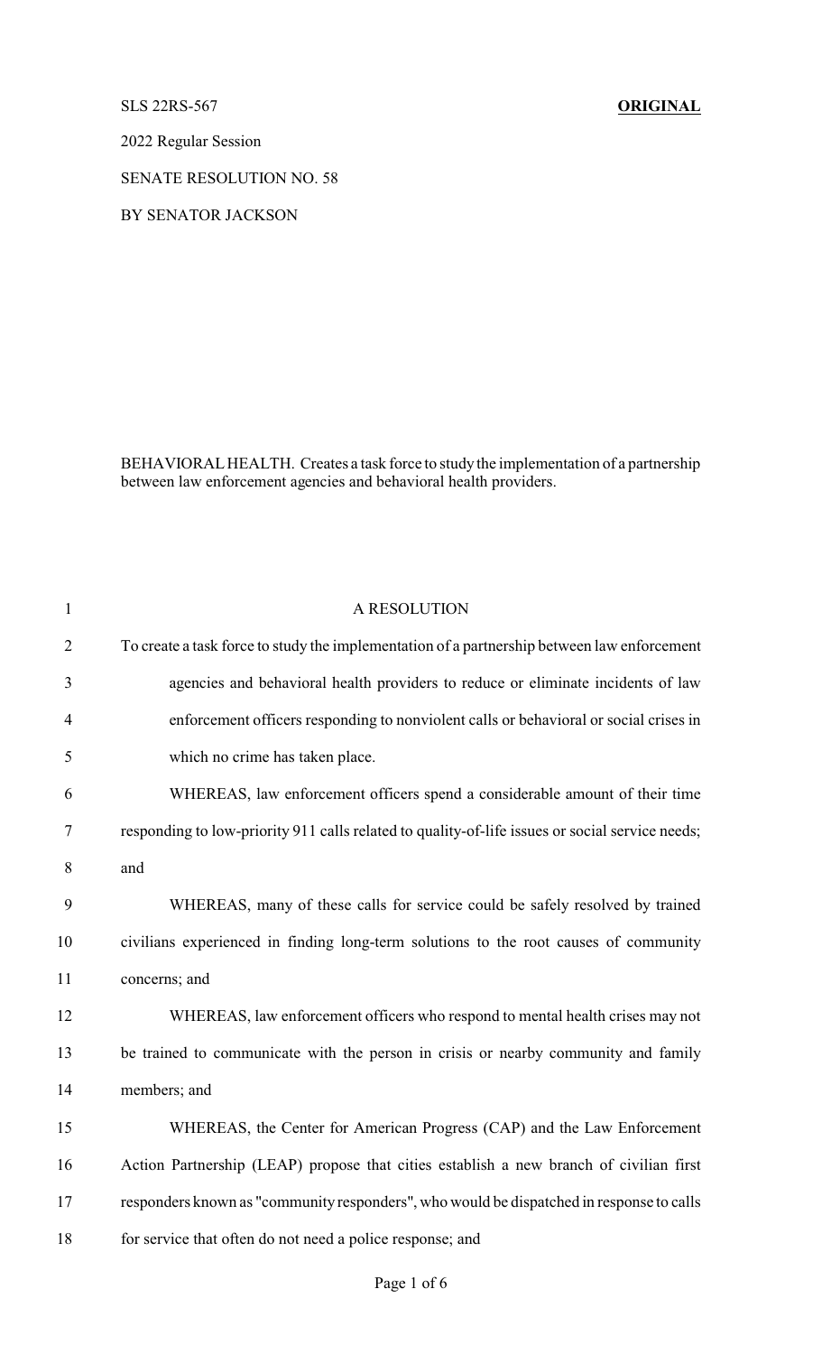SLS 22RS-567 **ORIGINAL**

2022 Regular Session

SENATE RESOLUTION NO. 58

BY SENATOR JACKSON

BEHAVIORAL HEALTH. Creates a task force to study the implementation of a partnership between law enforcement agencies and behavioral health providers.

A RESOLUTION

To create a task force to study the implementation of a partnership between law enforcement agencies and behavioral health providers to reduce or eliminate incidents of law enforcement officers responding to nonviolent calls or behavioral or social crises in which no crime has taken place.

WHEREAS, law enforcement officers spend a considerable amount of their time responding to low-priority 911 calls related to quality-of-life issues or social service needs; and

WHEREAS, many of these calls for service could be safely resolved by trained civilians experienced in finding long-term solutions to the root causes of community concerns; and

WHEREAS, law enforcement officers who respond to mental health crises may not be trained to communicate with the person in crisis or nearby community and family members; and

WHEREAS, the Center for American Progress (CAP) and the Law Enforcement Action Partnership (LEAP) propose that cities establish a new branch of civilian first responders known as "community responders", who would be dispatched in response to calls for service that often do not need a police response; and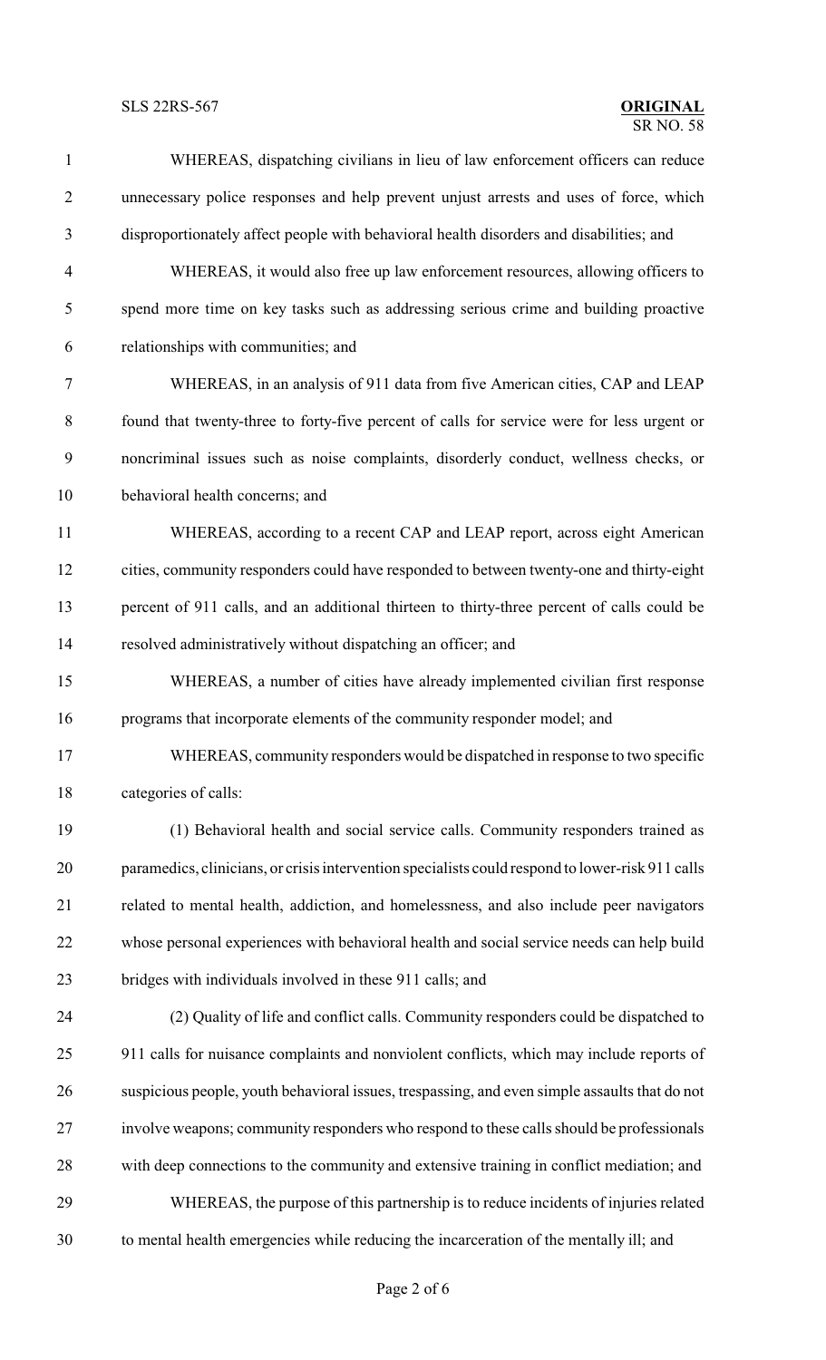WHEREAS, dispatching civilians in lieu of law enforcement officers can reduce unnecessary police responses and help prevent unjust arrests and uses of force, which disproportionately affect people with behavioral health disorders and disabilities; and

WHEREAS, it would also free up law enforcement resources, allowing officers to spend more time on key tasks such as addressing serious crime and building proactive relationships with communities; and

WHEREAS, in an analysis of 911 data from five American cities, CAP and LEAP found that twenty-three to forty-five percent of calls for service were for less urgent or noncriminal issues such as noise complaints, disorderly conduct, wellness checks, or behavioral health concerns; and

WHEREAS, according to a recent CAP and LEAP report, across eight American cities, community responders could have responded to between twenty-one and thirty-eight percent of 911 calls, and an additional thirteen to thirty-three percent of calls could be resolved administratively without dispatching an officer; and

WHEREAS, a number of cities have already implemented civilian first response programs that incorporate elements of the community responder model; and

WHEREAS, community responders would be dispatched in response to two specific categories of calls:

(1) Behavioral health and social service calls. Community responders trained as paramedics, clinicians, or crisis intervention specialists could respond to lower-risk 911 calls related to mental health, addiction, and homelessness, and also include peer navigators whose personal experiences with behavioral health and social service needs can help build bridges with individuals involved in these 911 calls; and

(2) Quality of life and conflict calls. Community responders could be dispatched to 911 calls for nuisance complaints and nonviolent conflicts, which may include reports of suspicious people, youth behavioral issues, trespassing, and even simple assaults that do not involve weapons; community responders who respond to these calls should be professionals with deep connections to the community and extensive training in conflict mediation; and

WHEREAS, the purpose of this partnership is to reduce incidents of injuries related to mental health emergencies while reducing the incarceration of the mentally ill; and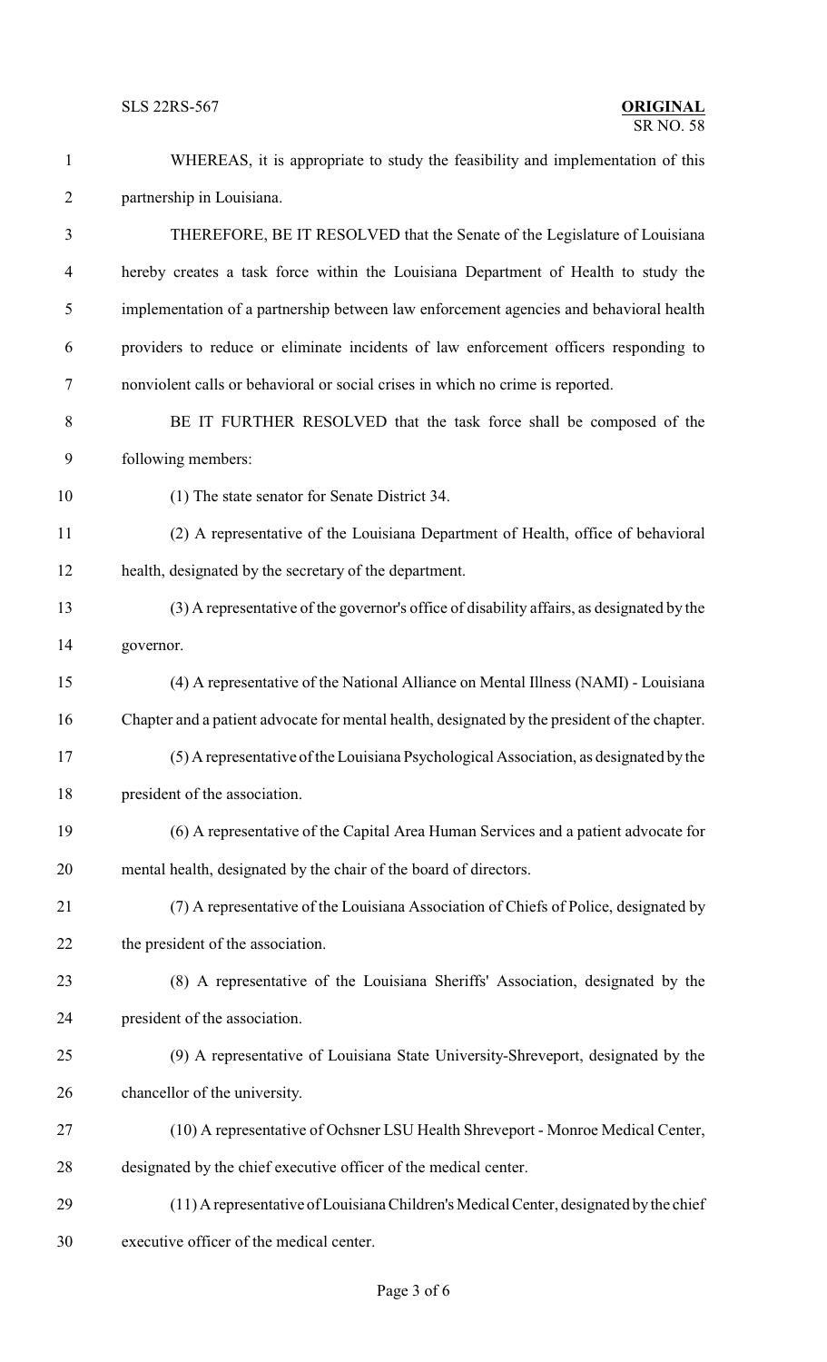WHEREAS, it is appropriate to study the feasibility and implementation of this partnership in Louisiana.

THEREFORE, BE IT RESOLVED that the Senate of the Legislature of Louisiana hereby creates a task force within the Louisiana Department of Health to study the implementation of a partnership between law enforcement agencies and behavioral health providers to reduce or eliminate incidents of law enforcement officers responding to nonviolent calls or behavioral or social crises in which no crime is reported.

BE IT FURTHER RESOLVED that the task force shall be composed of the following members:

(1) The state senator for Senate District 34.

(2) A representative of the Louisiana Department of Health, office of behavioral health, designated by the secretary of the department.

(3) A representative of the governor's office of disability affairs, as designated by the governor.

(4) A representative of the National Alliance on Mental Illness (NAMI) - Louisiana Chapter and a patient advocate for mental health, designated by the president of the chapter.

(5) A representative of the Louisiana Psychological Association, as designated by the president of the association.

(6) A representative of the Capital Area Human Services and a patient advocate for mental health, designated by the chair of the board of directors.

(7) A representative of the Louisiana Association of Chiefs of Police, designated by the president of the association.

(8) A representative of the Louisiana Sheriffs' Association, designated by the president of the association.

(9) A representative of Louisiana State University-Shreveport, designated by the chancellor of the university.

(10) A representative of Ochsner LSU Health Shreveport - Monroe Medical Center, designated by the chief executive officer of the medical center.

(11) A representative of Louisiana Children's Medical Center, designated by the chief executive officer of the medical center.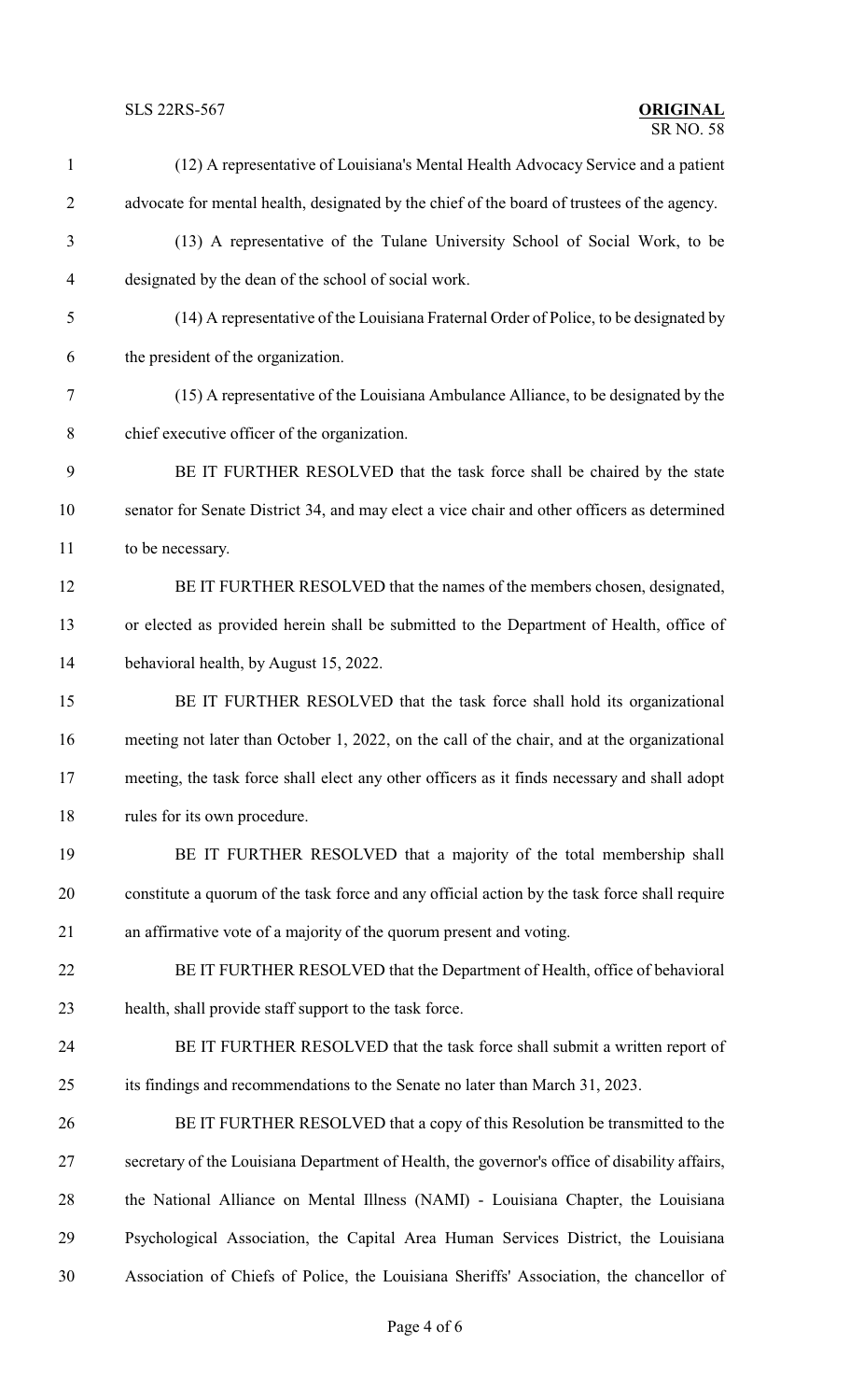(12) A representative of Louisiana's Mental Health Advocacy Service and a patient advocate for mental health, designated by the chief of the board of trustees of the agency.

(13) A representative of the Tulane University School of Social Work, to be designated by the dean of the school of social work.

(14) A representative of the Louisiana Fraternal Order of Police, to be designated by the president of the organization.

(15) A representative of the Louisiana Ambulance Alliance, to be designated by the chief executive officer of the organization.

BE IT FURTHER RESOLVED that the task force shall be chaired by the state senator for Senate District 34, and may elect a vice chair and other officers as determined to be necessary.

BE IT FURTHER RESOLVED that the names of the members chosen, designated, or elected as provided herein shall be submitted to the Department of Health, office of behavioral health, by August 15, 2022.

BE IT FURTHER RESOLVED that the task force shall hold its organizational meeting not later than October 1, 2022, on the call of the chair, and at the organizational meeting, the task force shall elect any other officers as it finds necessary and shall adopt rules for its own procedure.

BE IT FURTHER RESOLVED that a majority of the total membership shall constitute a quorum of the task force and any official action by the task force shall require an affirmative vote of a majority of the quorum present and voting.

BE IT FURTHER RESOLVED that the Department of Health, office of behavioral health, shall provide staff support to the task force.

BE IT FURTHER RESOLVED that the task force shall submit a written report of its findings and recommendations to the Senate no later than March 31, 2023.

BE IT FURTHER RESOLVED that a copy of this Resolution be transmitted to the secretary of the Louisiana Department of Health, the governor's office of disability affairs, the National Alliance on Mental Illness (NAMI) - Louisiana Chapter, the Louisiana Psychological Association, the Capital Area Human Services District, the Louisiana Association of Chiefs of Police, the Louisiana Sheriffs' Association, the chancellor of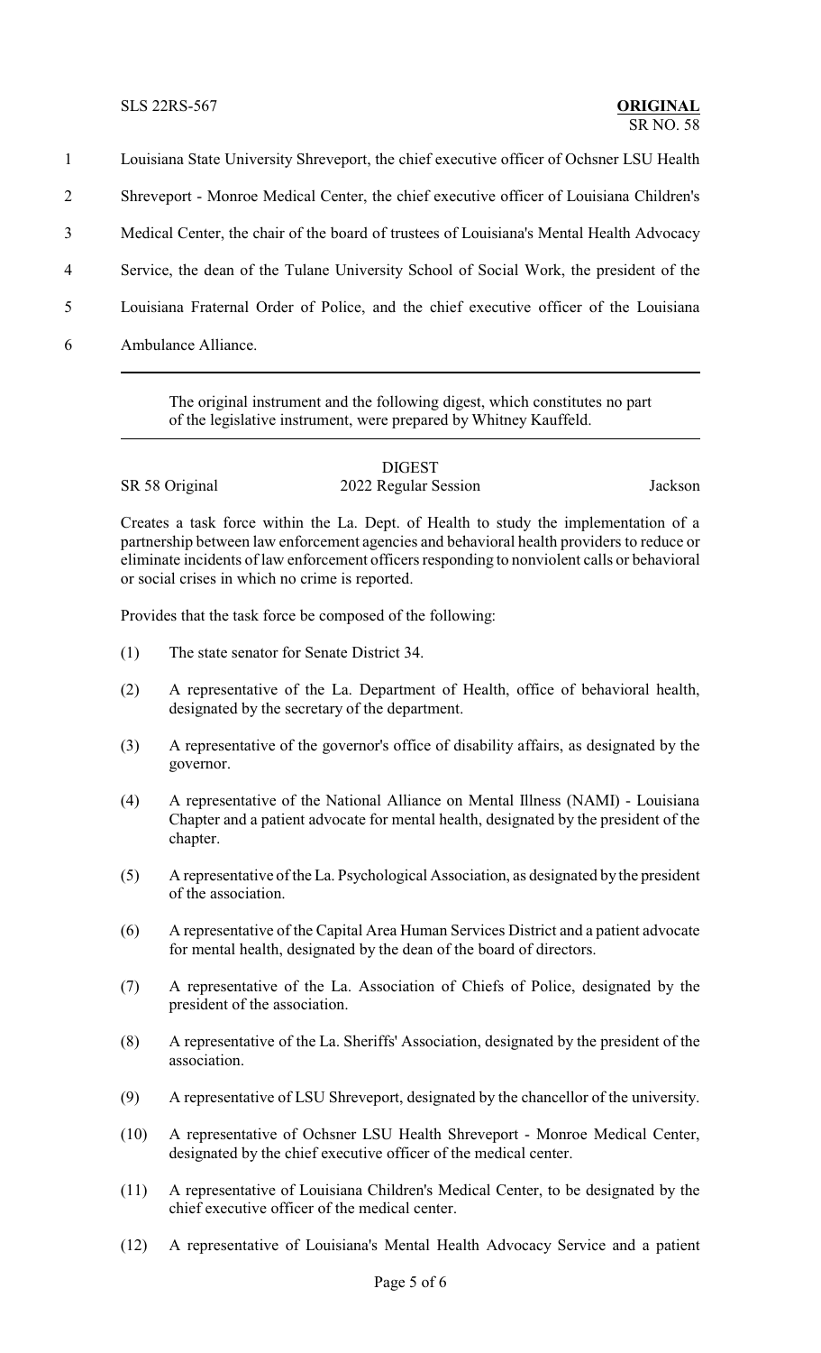Louisiana State University Shreveport, the chief executive officer of Ochsner LSU Health Shreveport - Monroe Medical Center, the chief executive officer of Louisiana Children's Medical Center, the chair of the board of trustees of Louisiana's Mental Health Advocacy Service, the dean of the Tulane University School of Social Work, the president of the Louisiana Fraternal Order of Police, and the chief executive officer of the Louisiana Ambulance Alliance.

---

The original instrument and the following digest, which constitutes no part of the legislative instrument, were prepared by Whitney Kauffeld.

---

DIGEST

SR 58 Original — 2022 Regular Session — Jackson

Creates a task force within the La. Dept. of Health to study the implementation of a partnership between law enforcement agencies and behavioral health providers to reduce or eliminate incidents of law enforcement officers responding to nonviolent calls or behavioral or social crises in which no crime is reported.

Provides that the task force be composed of the following:

(1) The state senator for Senate District 34.

(2) A representative of the La. Department of Health, office of behavioral health, designated by the secretary of the department.

(3) A representative of the governor's office of disability affairs, as designated by the governor.

(4) A representative of the National Alliance on Mental Illness (NAMI) - Louisiana Chapter and a patient advocate for mental health, designated by the president of the chapter.

(5) A representative of the La. Psychological Association, as designated by the president of the association.

(6) A representative of the Capital Area Human Services District and a patient advocate for mental health, designated by the dean of the board of directors.

(7) A representative of the La. Association of Chiefs of Police, designated by the president of the association.

(8) A representative of the La. Sheriffs' Association, designated by the president of the association.

(9) A representative of LSU Shreveport, designated by the chancellor of the university.

(10) A representative of Ochsner LSU Health Shreveport - Monroe Medical Center, designated by the chief executive officer of the medical center.

(11) A representative of Louisiana Children's Medical Center, to be designated by the chief executive officer of the medical center.

(12) A representative of Louisiana's Mental Health Advocacy Service and a patient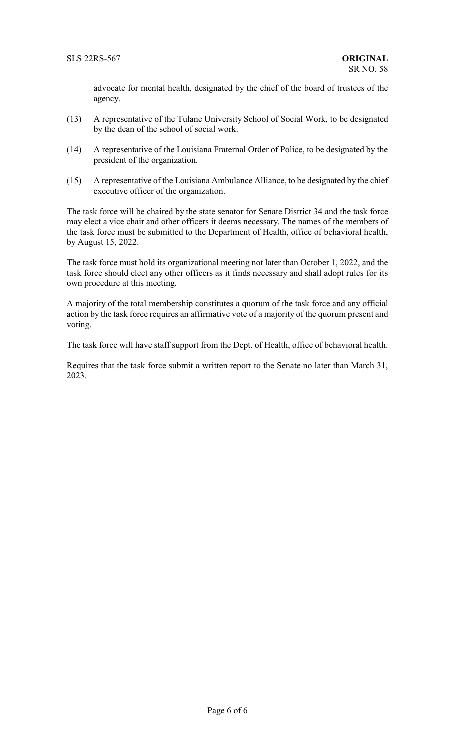advocate for mental health, designated by the chief of the board of trustees of the agency.

(13) A representative of the Tulane University School of Social Work, to be designated by the dean of the school of social work.

(14) A representative of the Louisiana Fraternal Order of Police, to be designated by the president of the organization.

(15) A representative of the Louisiana Ambulance Alliance, to be designated by the chief executive officer of the organization.

The task force will be chaired by the state senator for Senate District 34 and the task force may elect a vice chair and other officers it deems necessary. The names of the members of the task force must be submitted to the Department of Health, office of behavioral health, by August 15, 2022.

The task force must hold its organizational meeting not later than October 1, 2022, and the task force should elect any other officers as it finds necessary and shall adopt rules for its own procedure at this meeting.

A majority of the total membership constitutes a quorum of the task force and any official action by the task force requires an affirmative vote of a majority of the quorum present and voting.

The task force will have staff support from the Dept. of Health, office of behavioral health.

Requires that the task force submit a written report to the Senate no later than March 31, 2023.